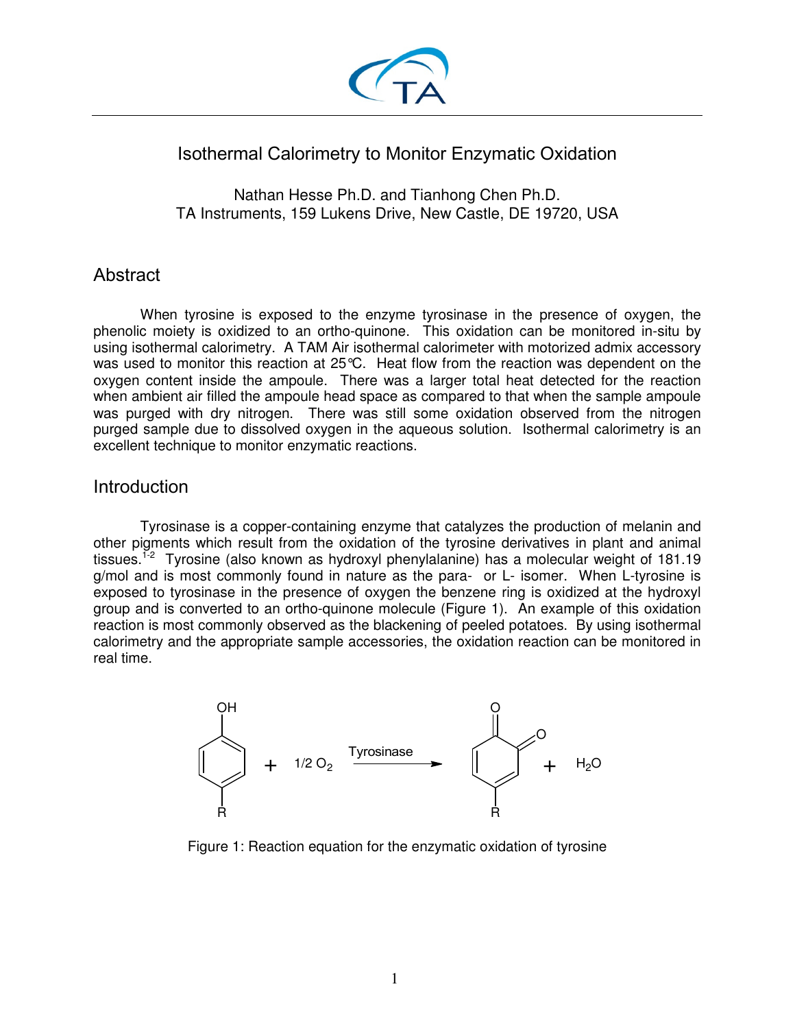# Isothermal Calorimetry to Monitor Enzymatic Oxidation

Nathan Hesse Ph.D. and Tianhong Chen Ph.D.
TA Instruments, 159 Lukens Drive, New Castle, DE 19720, USA

## Abstract

When tyrosine is exposed to the enzyme tyrosinase in the presence of oxygen, the phenolic moiety is oxidized to an ortho-quinone. This oxidation can be monitored in-situ by using isothermal calorimetry. A TAM Air isothermal calorimeter with motorized admix accessory was used to monitor this reaction at 25°C. Heat flow from the reaction was dependent on the oxygen content inside the ampoule. There was a larger total heat detected for the reaction when ambient air filled the ampoule head space as compared to that when the sample ampoule was purged with dry nitrogen. There was still some oxidation observed from the nitrogen purged sample due to dissolved oxygen in the aqueous solution. Isothermal calorimetry is an excellent technique to monitor enzymatic reactions.

## Introduction

Tyrosinase is a copper-containing enzyme that catalyzes the production of melanin and other pigments which result from the oxidation of the tyrosine derivatives in plant and animal tissues.[1-2] Tyrosine (also known as hydroxyl phenylalanine) has a molecular weight of 181.19 g/mol and is most commonly found in nature as the para- or L- isomer. When L-tyrosine is exposed to tyrosinase in the presence of oxygen the benzene ring is oxidized at the hydroxyl group and is converted to an ortho-quinone molecule (Figure 1). An example of this oxidation reaction is most commonly observed as the blackening of peeled potatoes. By using isothermal calorimetry and the appropriate sample accessories, the oxidation reaction can be monitored in real time.

$$\text{R-C}_6\text{H}_4\text{-OH} + 1/2\ O_2 \xrightarrow{\text{Tyrosinase}} \text{R-(ortho-quinone)} + H_2O$$

Figure 1: Reaction equation for the enzymatic oxidation of tyrosine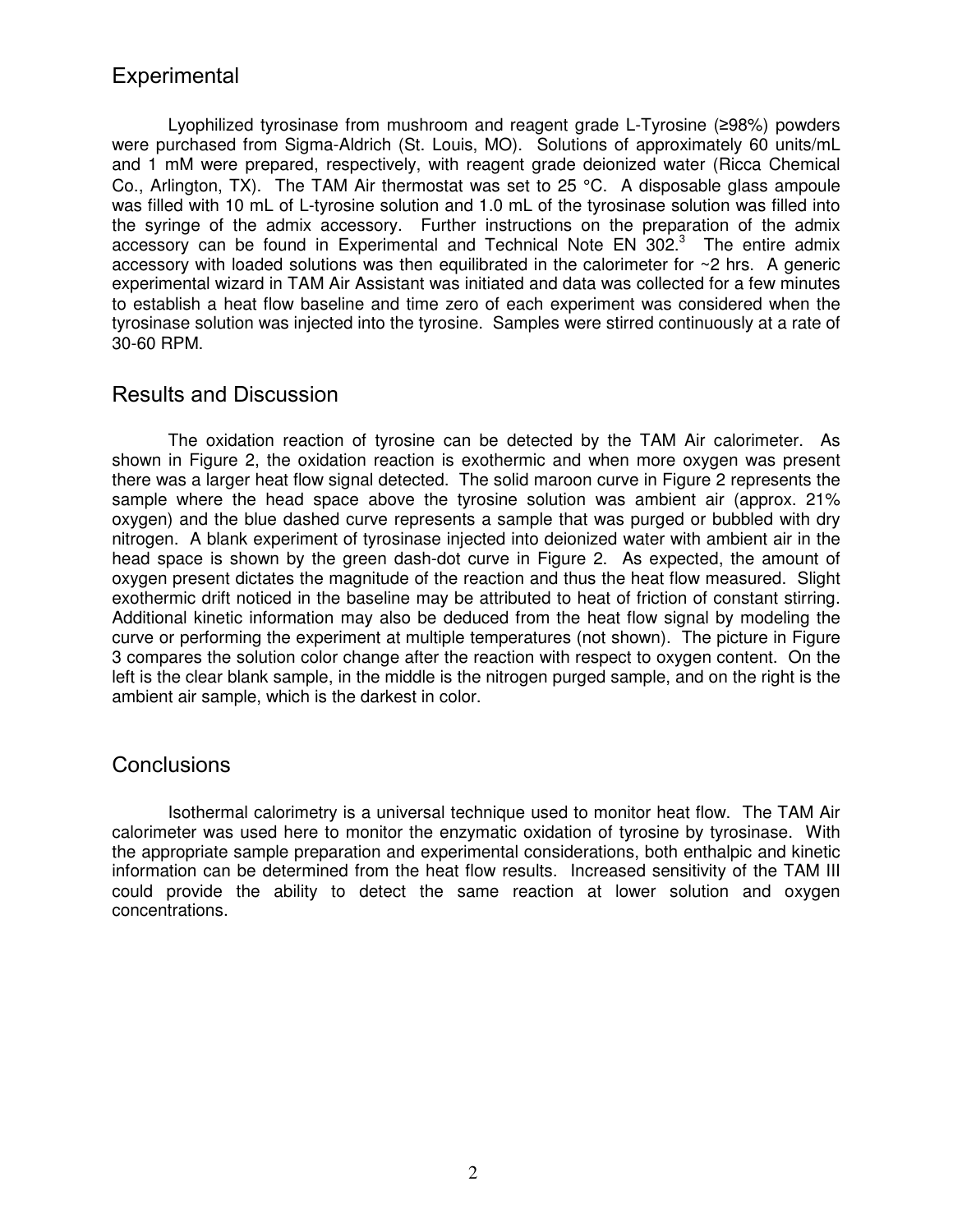## Experimental

Lyophilized tyrosinase from mushroom and reagent grade L-Tyrosine (≥98%) powders were purchased from Sigma-Aldrich (St. Louis, MO). Solutions of approximately 60 units/mL and 1 mM were prepared, respectively, with reagent grade deionized water (Ricca Chemical Co., Arlington, TX). The TAM Air thermostat was set to 25 °C. A disposable glass ampoule was filled with 10 mL of L-tyrosine solution and 1.0 mL of the tyrosinase solution was filled into the syringe of the admix accessory. Further instructions on the preparation of the admix accessory can be found in Experimental and Technical Note EN 302.[3] The entire admix accessory with loaded solutions was then equilibrated in the calorimeter for ~2 hrs. A generic experimental wizard in TAM Air Assistant was initiated and data was collected for a few minutes to establish a heat flow baseline and time zero of each experiment was considered when the tyrosinase solution was injected into the tyrosine. Samples were stirred continuously at a rate of 30-60 RPM.

## Results and Discussion

The oxidation reaction of tyrosine can be detected by the TAM Air calorimeter. As shown in Figure 2, the oxidation reaction is exothermic and when more oxygen was present there was a larger heat flow signal detected. The solid maroon curve in Figure 2 represents the sample where the head space above the tyrosine solution was ambient air (approx. 21% oxygen) and the blue dashed curve represents a sample that was purged or bubbled with dry nitrogen. A blank experiment of tyrosinase injected into deionized water with ambient air in the head space is shown by the green dash-dot curve in Figure 2. As expected, the amount of oxygen present dictates the magnitude of the reaction and thus the heat flow measured. Slight exothermic drift noticed in the baseline may be attributed to heat of friction of constant stirring. Additional kinetic information may also be deduced from the heat flow signal by modeling the curve or performing the experiment at multiple temperatures (not shown). The picture in Figure 3 compares the solution color change after the reaction with respect to oxygen content. On the left is the clear blank sample, in the middle is the nitrogen purged sample, and on the right is the ambient air sample, which is the darkest in color.

## Conclusions

Isothermal calorimetry is a universal technique used to monitor heat flow. The TAM Air calorimeter was used here to monitor the enzymatic oxidation of tyrosine by tyrosinase. With the appropriate sample preparation and experimental considerations, both enthalpic and kinetic information can be determined from the heat flow results. Increased sensitivity of the TAM III could provide the ability to detect the same reaction at lower solution and oxygen concentrations.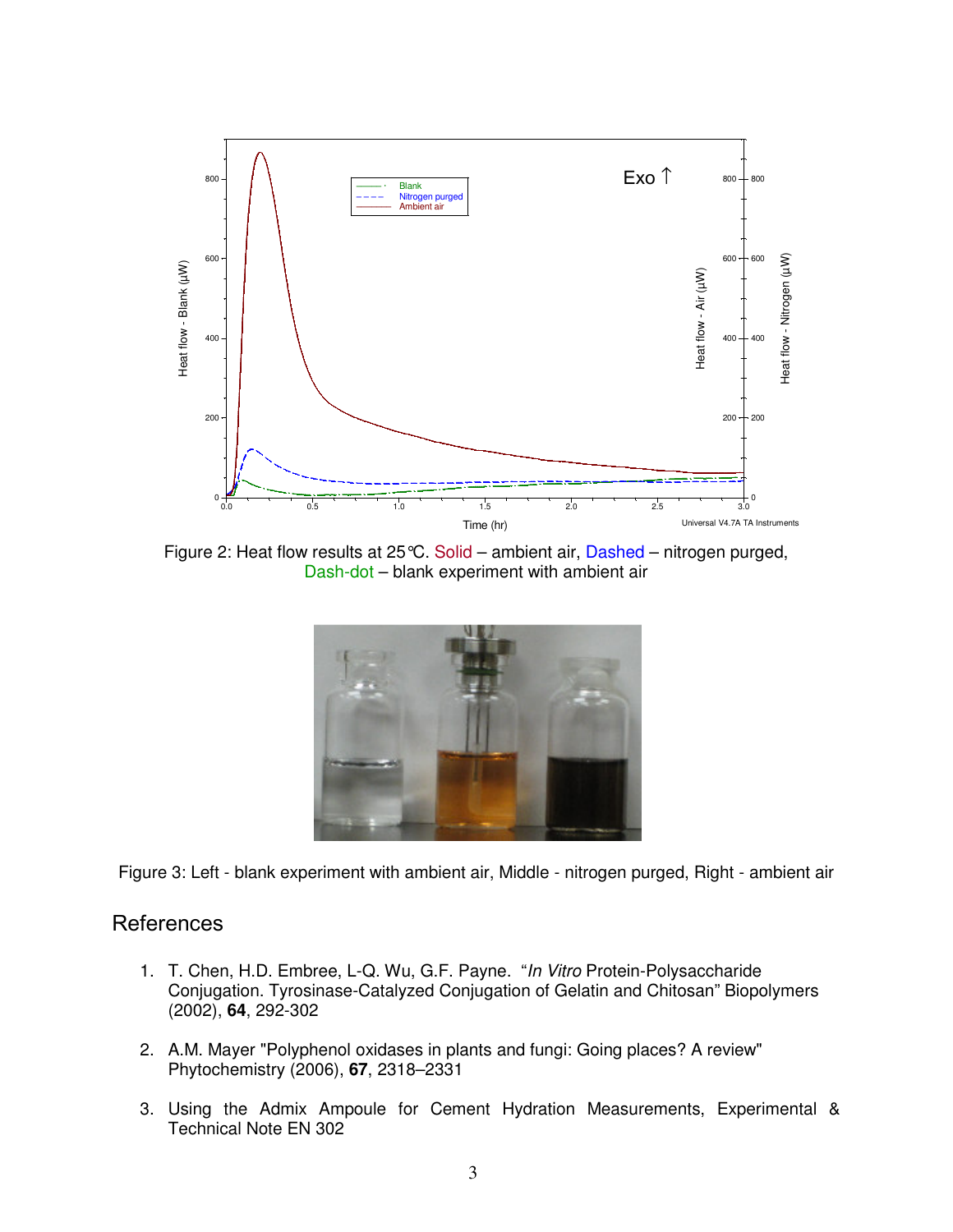Exo ↑

Blank
Nitrogen purged
Ambient air

Heat flow - Blank (μW)

Heat flow - Air (μW)

Heat flow - Nitrogen (μW)

0
200
400
600
800

0.0
0.5
1.0
1.5
2.0
2.5
3.0

Time (hr)

Universal V4.7A TA Instruments

Figure 2: Heat flow results at 25°C. Solid – ambient air, Dashed – nitrogen purged, Dash-dot – blank experiment with ambient air

Figure 3: Left - blank experiment with ambient air, Middle - nitrogen purged, Right - ambient air

## References

1. T. Chen, H.D. Embree, L-Q. Wu, G.F. Payne. "*In Vitro* Protein-Polysaccharide Conjugation. Tyrosinase-Catalyzed Conjugation of Gelatin and Chitosan" Biopolymers (2002), **64**, 292-302

2. A.M. Mayer "Polyphenol oxidases in plants and fungi: Going places? A review" Phytochemistry (2006), **67**, 2318–2331

3. Using the Admix Ampoule for Cement Hydration Measurements, Experimental & Technical Note EN 302